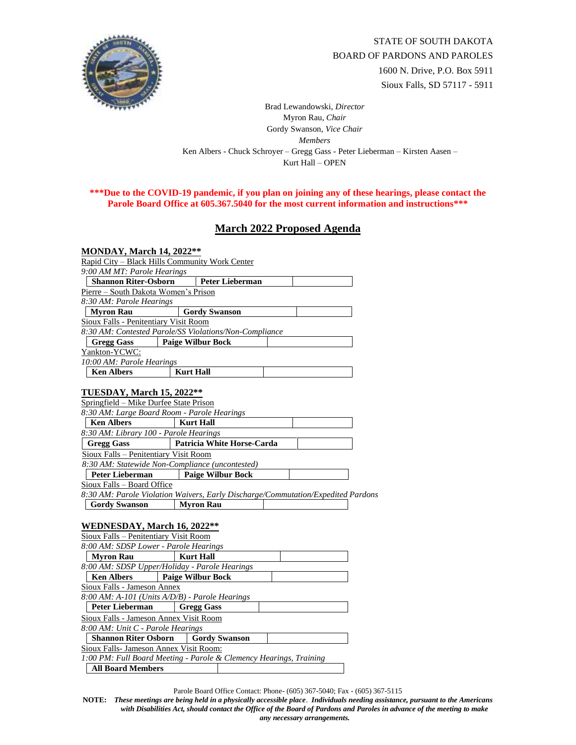STATE OF SOUTH DAKOTA
BOARD OF PARDONS AND PAROLES
1600 N. Drive, P.O. Box 5911
Sioux Falls, SD 57117 - 5911

Brad Lewandowski, *Director*
Myron Rau, *Chair*
Gordy Swanson, *Vice Chair*
*Members*
Ken Albers - Chuck Schroyer – Gregg Gass - Peter Lieberman – Kirsten Aasen –
Kurt Hall – OPEN

**\*\*\*Due to the COVID-19 pandemic, if you plan on joining any of these hearings, please contact the Parole Board Office at 605.367.5040 for the most current information and instructions\*\*\***

# March 2022 Proposed Agenda

## MONDAY, March 14, 2022**

Rapid City – Black Hills Community Work Center
*9:00 AM MT: Parole Hearings*

| **Shannon Riter-Osborn** | **Peter Lieberman** | |
|---|---|---|

Pierre – South Dakota Women's Prison
*8:30 AM: Parole Hearings*

| **Myron Rau** | **Gordy Swanson** | |
|---|---|---|

Sioux Falls - Penitentiary Visit Room
*8:30 AM: Contested Parole/SS Violations/Non-Compliance*

| **Gregg Gass** | **Paige Wilbur Bock** | |
|---|---|---|

Yankton-YCWC:
*10:00 AM: Parole Hearings*

| **Ken Albers** | **Kurt Hall** | |
|---|---|---|

## TUESDAY, March 15, 2022**

Springfield – Mike Durfee State Prison
*8:30 AM: Large Board Room - Parole Hearings*

| **Ken Albers** | **Kurt Hall** | |
|---|---|---|

*8:30 AM: Library 100 - Parole Hearings*

| **Gregg Gass** | **Patricia White Horse-Carda** | |
|---|---|---|

Sioux Falls – Penitentiary Visit Room
*8:30 AM: Statewide Non-Compliance (uncontested)*

| **Peter Lieberman** | **Paige Wilbur Bock** | |
|---|---|---|

Sioux Falls – Board Office
*8:30 AM: Parole Violation Waivers, Early Discharge/Commutation/Expedited Pardons*

| **Gordy Swanson** | **Myron Rau** | |
|---|---|---|

## WEDNESDAY, March 16, 2022**

Sioux Falls – Penitentiary Visit Room
*8:00 AM: SDSP Lower - Parole Hearings*

| **Myron Rau** | **Kurt Hall** | |
|---|---|---|

*8:00 AM: SDSP Upper/Holiday - Parole Hearings*

| **Ken Albers** | **Paige Wilbur Bock** | |
|---|---|---|

Sioux Falls - Jameson Annex
*8:00 AM: A-101 (Units A/D/B) - Parole Hearings*

| **Peter Lieberman** | **Gregg Gass** | |
|---|---|---|

Sioux Falls - Jameson Annex Visit Room
*8:00 AM: Unit C - Parole Hearings*

| **Shannon Riter Osborn** | **Gordy Swanson** | |
|---|---|---|

Sioux Falls- Jameson Annex Visit Room:
*1:00 PM: Full Board Meeting - Parole & Clemency Hearings, Training*

| **All Board Members** | |
|---|---|

Parole Board Office Contact: Phone- (605) 367-5040; Fax - (605) 367-5115

**NOTE:** ***These meetings are being held in a physically accessible place. Individuals needing assistance, pursuant to the Americans with Disabilities Act, should contact the Office of the Board of Pardons and Paroles in advance of the meeting to make any necessary arrangements.***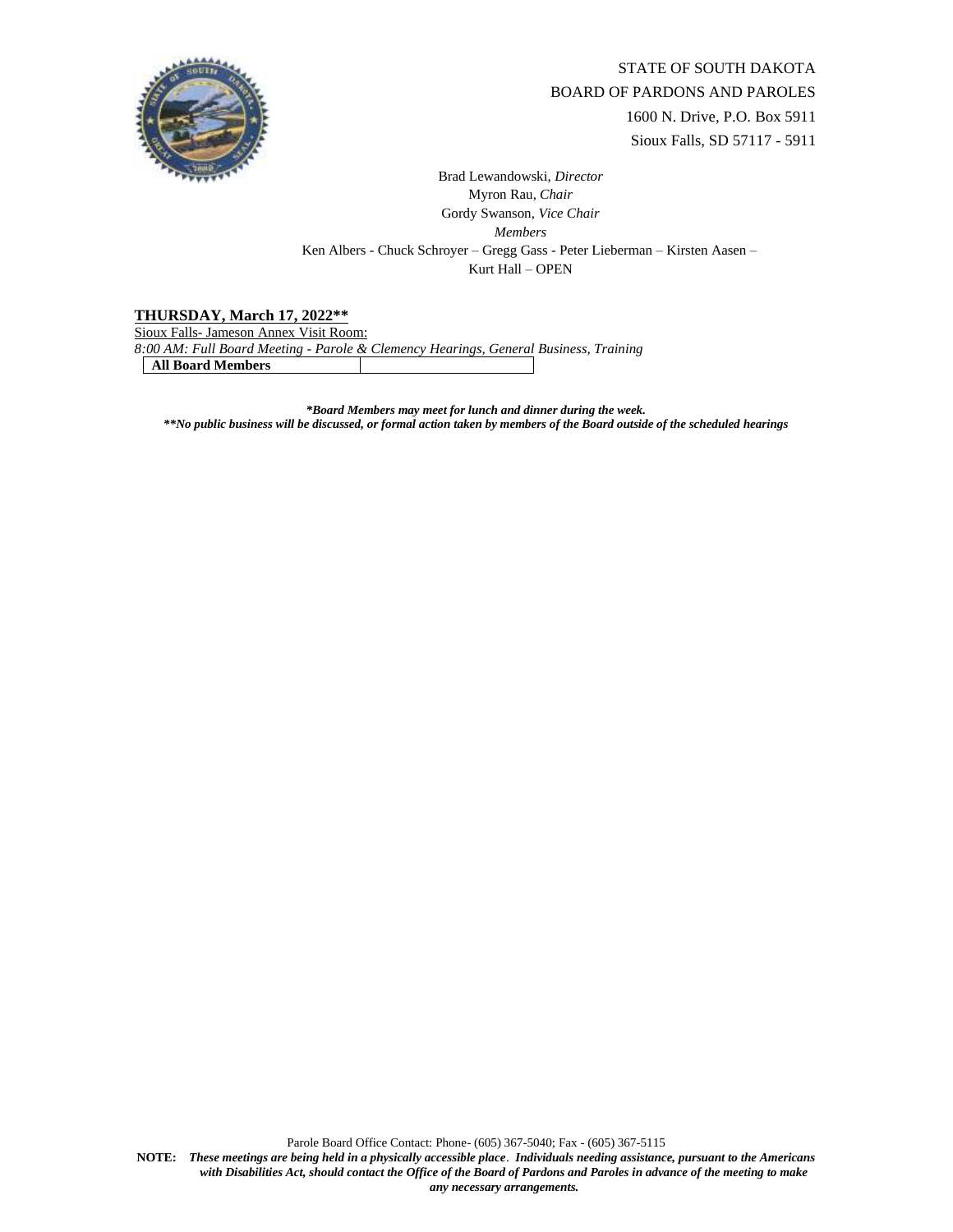STATE OF SOUTH DAKOTA
BOARD OF PARDONS AND PAROLES
1600 N. Drive, P.O. Box 5911
Sioux Falls, SD 57117 - 5911

Brad Lewandowski, *Director*
Myron Rau, *Chair*
Gordy Swanson, *Vice Chair*
*Members*
Ken Albers - Chuck Schroyer – Gregg Gass - Peter Lieberman – Kirsten Aasen –
Kurt Hall – OPEN

**THURSDAY, March 17, 2022****

Sioux Falls- Jameson Annex Visit Room:

*8:00 AM: Full Board Meeting - Parole & Clemency Hearings, General Business, Training*

| | |
|---|---|
| **All Board Members** | |

***Board Members may meet for lunch and dinner during the week.***

*****No public business will be discussed, or formal action taken by members of the Board outside of the scheduled hearings***

Parole Board Office Contact: Phone- (605) 367-5040; Fax - (605) 367-5115

**NOTE:** ***These meetings are being held in a physically accessible place. Individuals needing assistance, pursuant to the Americans with Disabilities Act, should contact the Office of the Board of Pardons and Paroles in advance of the meeting to make any necessary arrangements.***